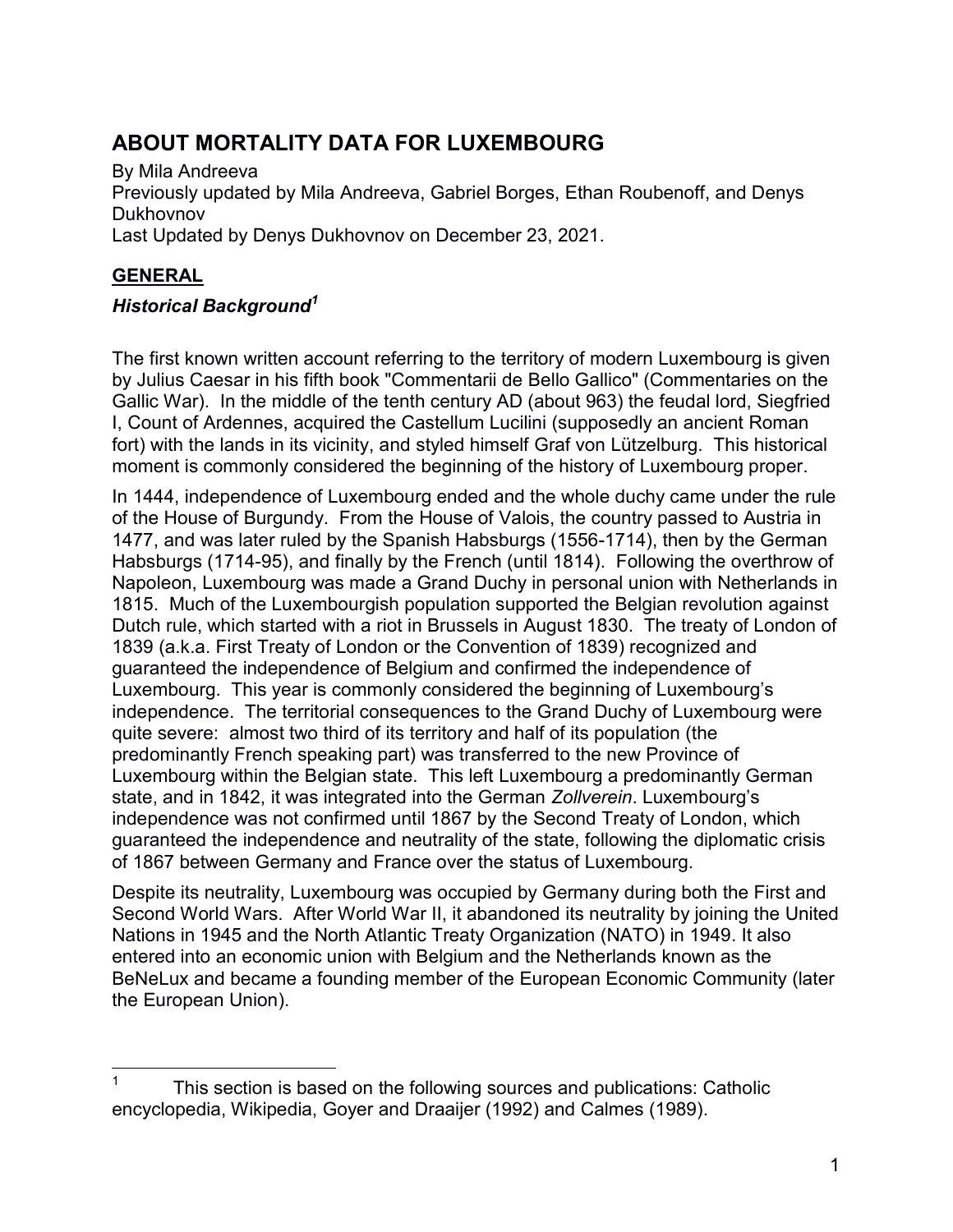# ABOUT MORTALITY DATA FOR LUXEMBOURG

By Mila Andreeva
Previously updated by Mila Andreeva, Gabriel Borges, Ethan Roubenoff, and Denys Dukhovnov
Last Updated by Denys Dukhovnov on December 23, 2021.

## GENERAL

### *Historical Background*[1]

The first known written account referring to the territory of modern Luxembourg is given by Julius Caesar in his fifth book "Commentarii de Bello Gallico" (Commentaries on the Gallic War). In the middle of the tenth century AD (about 963) the feudal lord, Siegfried I, Count of Ardennes, acquired the Castellum Lucilini (supposedly an ancient Roman fort) with the lands in its vicinity, and styled himself Graf von Lützelburg. This historical moment is commonly considered the beginning of the history of Luxembourg proper.

In 1444, independence of Luxembourg ended and the whole duchy came under the rule of the House of Burgundy. From the House of Valois, the country passed to Austria in 1477, and was later ruled by the Spanish Habsburgs (1556-1714), then by the German Habsburgs (1714-95), and finally by the French (until 1814). Following the overthrow of Napoleon, Luxembourg was made a Grand Duchy in personal union with Netherlands in 1815. Much of the Luxembourgish population supported the Belgian revolution against Dutch rule, which started with a riot in Brussels in August 1830. The treaty of London of 1839 (a.k.a. First Treaty of London or the Convention of 1839) recognized and guaranteed the independence of Belgium and confirmed the independence of Luxembourg. This year is commonly considered the beginning of Luxembourg's independence. The territorial consequences to the Grand Duchy of Luxembourg were quite severe: almost two third of its territory and half of its population (the predominantly French speaking part) was transferred to the new Province of Luxembourg within the Belgian state. This left Luxembourg a predominantly German state, and in 1842, it was integrated into the German *Zollverein*. Luxembourg's independence was not confirmed until 1867 by the Second Treaty of London, which guaranteed the independence and neutrality of the state, following the diplomatic crisis of 1867 between Germany and France over the status of Luxembourg.

Despite its neutrality, Luxembourg was occupied by Germany during both the First and Second World Wars. After World War II, it abandoned its neutrality by joining the United Nations in 1945 and the North Atlantic Treaty Organization (NATO) in 1949. It also entered into an economic union with Belgium and the Netherlands known as the BeNeLux and became a founding member of the European Economic Community (later the European Union).

---

[1] This section is based on the following sources and publications: Catholic encyclopedia, Wikipedia, Goyer and Draaijer (1992) and Calmes (1989).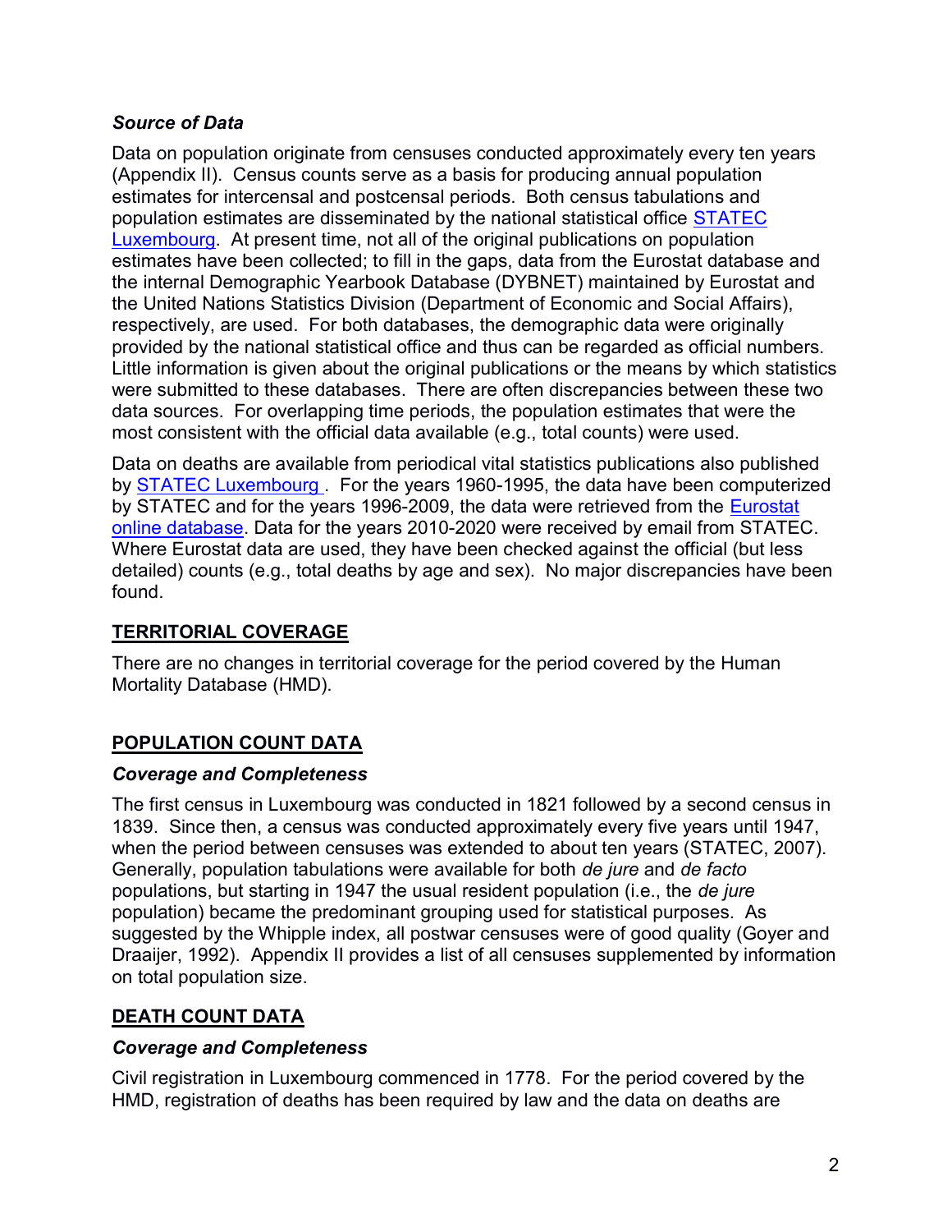### *Source of Data*

Data on population originate from censuses conducted approximately every ten years (Appendix II). Census counts serve as a basis for producing annual population estimates for intercensal and postcensal periods. Both census tabulations and population estimates are disseminated by the national statistical office [STATEC Luxembourg](). At present time, not all of the original publications on population estimates have been collected; to fill in the gaps, data from the Eurostat database and the internal Demographic Yearbook Database (DYBNET) maintained by Eurostat and the United Nations Statistics Division (Department of Economic and Social Affairs), respectively, are used. For both databases, the demographic data were originally provided by the national statistical office and thus can be regarded as official numbers. Little information is given about the original publications or the means by which statistics were submitted to these databases. There are often discrepancies between these two data sources. For overlapping time periods, the population estimates that were the most consistent with the official data available (e.g., total counts) were used.

Data on deaths are available from periodical vital statistics publications also published by [STATEC Luxembourg](). For the years 1960-1995, the data have been computerized by STATEC and for the years 1996-2009, the data were retrieved from the [Eurostat online database](). Data for the years 2010-2020 were received by email from STATEC. Where Eurostat data are used, they have been checked against the official (but less detailed) counts (e.g., total deaths by age and sex). No major discrepancies have been found.

## TERRITORIAL COVERAGE

There are no changes in territorial coverage for the period covered by the Human Mortality Database (HMD).

## POPULATION COUNT DATA

### *Coverage and Completeness*

The first census in Luxembourg was conducted in 1821 followed by a second census in 1839. Since then, a census was conducted approximately every five years until 1947, when the period between censuses was extended to about ten years (STATEC, 2007). Generally, population tabulations were available for both *de jure* and *de facto* populations, but starting in 1947 the usual resident population (i.e., the *de jure* population) became the predominant grouping used for statistical purposes. As suggested by the Whipple index, all postwar censuses were of good quality (Goyer and Draaijer, 1992). Appendix II provides a list of all censuses supplemented by information on total population size.

## DEATH COUNT DATA

### *Coverage and Completeness*

Civil registration in Luxembourg commenced in 1778. For the period covered by the HMD, registration of deaths has been required by law and the data on deaths are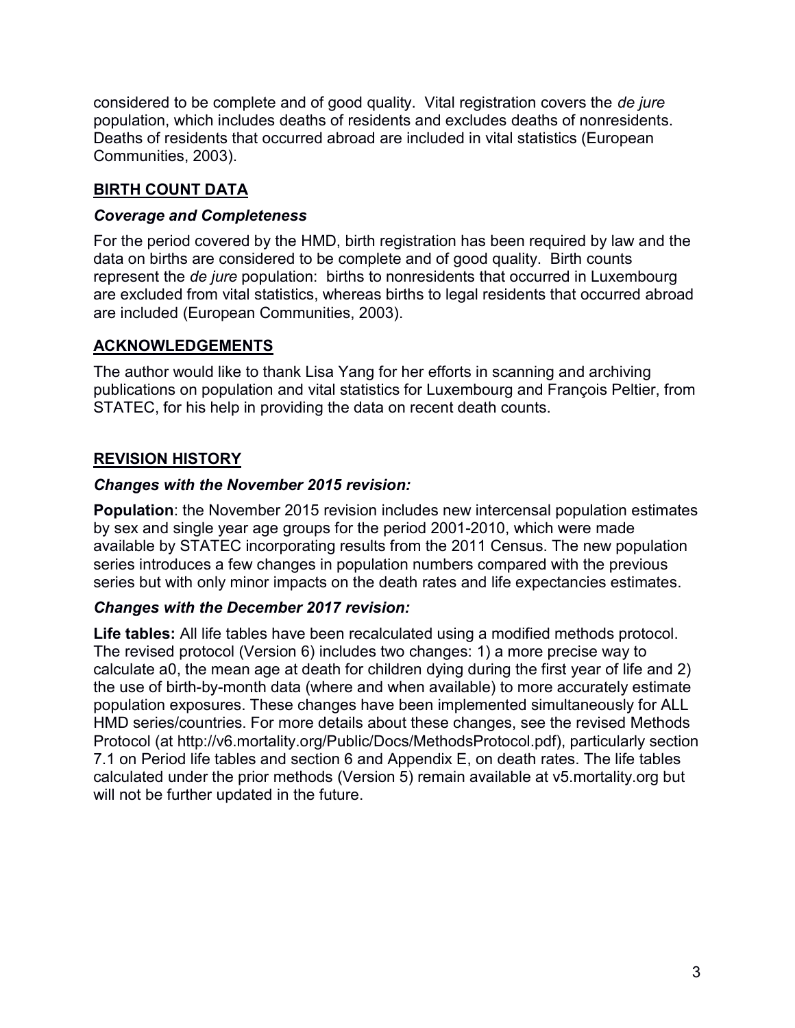considered to be complete and of good quality. Vital registration covers the *de jure* population, which includes deaths of residents and excludes deaths of nonresidents. Deaths of residents that occurred abroad are included in vital statistics (European Communities, 2003).

## BIRTH COUNT DATA

### *Coverage and Completeness*

For the period covered by the HMD, birth registration has been required by law and the data on births are considered to be complete and of good quality. Birth counts represent the *de jure* population: births to nonresidents that occurred in Luxembourg are excluded from vital statistics, whereas births to legal residents that occurred abroad are included (European Communities, 2003).

## ACKNOWLEDGEMENTS

The author would like to thank Lisa Yang for her efforts in scanning and archiving publications on population and vital statistics for Luxembourg and François Peltier, from STATEC, for his help in providing the data on recent death counts.

## REVISION HISTORY

### *Changes with the November 2015 revision:*

**Population**: the November 2015 revision includes new intercensal population estimates by sex and single year age groups for the period 2001-2010, which were made available by STATEC incorporating results from the 2011 Census. The new population series introduces a few changes in population numbers compared with the previous series but with only minor impacts on the death rates and life expectancies estimates.

### *Changes with the December 2017 revision:*

**Life tables:** All life tables have been recalculated using a modified methods protocol. The revised protocol (Version 6) includes two changes: 1) a more precise way to calculate a0, the mean age at death for children dying during the first year of life and 2) the use of birth-by-month data (where and when available) to more accurately estimate population exposures. These changes have been implemented simultaneously for ALL HMD series/countries. For more details about these changes, see the revised Methods Protocol (at http://v6.mortality.org/Public/Docs/MethodsProtocol.pdf), particularly section 7.1 on Period life tables and section 6 and Appendix E, on death rates. The life tables calculated under the prior methods (Version 5) remain available at v5.mortality.org but will not be further updated in the future.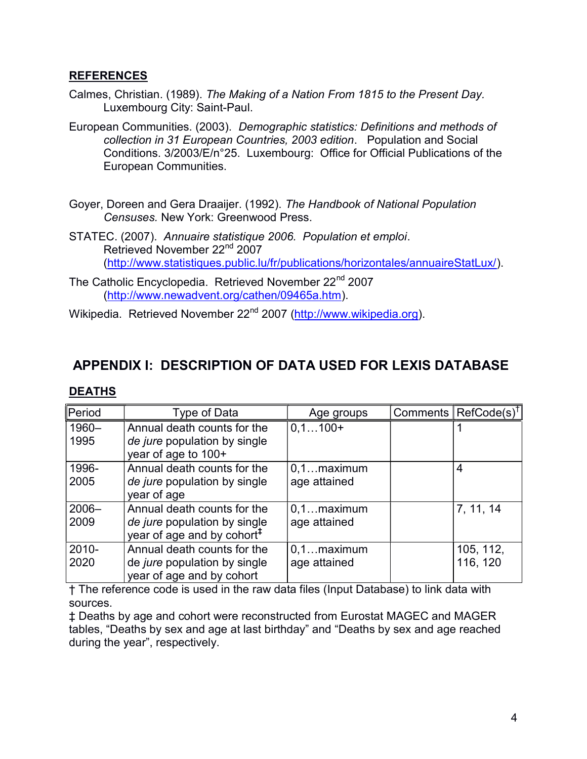## REFERENCES

Calmes, Christian. (1989). *The Making of a Nation From 1815 to the Present Day.* Luxembourg City: Saint-Paul.

European Communities. (2003). *Demographic statistics: Definitions and methods of collection in 31 European Countries, 2003 edition*. Population and Social Conditions. 3/2003/E/n°25. Luxembourg: Office for Official Publications of the European Communities.

Goyer, Doreen and Gera Draaijer. (1992). *The Handbook of National Population Censuses.* New York: Greenwood Press.

STATEC. (2007). *Annuaire statistique 2006. Population et emploi*. Retrieved November 22nd 2007 (http://www.statistiques.public.lu/fr/publications/horizontales/annuaireStatLux/).

The Catholic Encyclopedia. Retrieved November 22nd 2007 (http://www.newadvent.org/cathen/09465a.htm).

Wikipedia. Retrieved November 22nd 2007 (http://www.wikipedia.org).

# APPENDIX I: DESCRIPTION OF DATA USED FOR LEXIS DATABASE

## DEATHS

| Period | Type of Data | Age groups | Comments | RefCode(s)† |
|---|---|---|---|---|
| 1960–1995 | Annual death counts for the *de jure* population by single year of age to 100+ | 0,1…100+ | | 1 |
| 1996-2005 | Annual death counts for the *de jure* population by single year of age | 0,1…maximum age attained | | 4 |
| 2006–2009 | Annual death counts for the *de jure* population by single year of age and by cohort‡ | 0,1…maximum age attained | | 7, 11, 14 |
| 2010-2020 | Annual death counts for the de *jure* population by single year of age and by cohort | 0,1…maximum age attained | | 105, 112, 116, 120 |

† The reference code is used in the raw data files (Input Database) to link data with sources.
‡ Deaths by age and cohort were reconstructed from Eurostat MAGEC and MAGER tables, "Deaths by sex and age at last birthday" and "Deaths by sex and age reached during the year", respectively.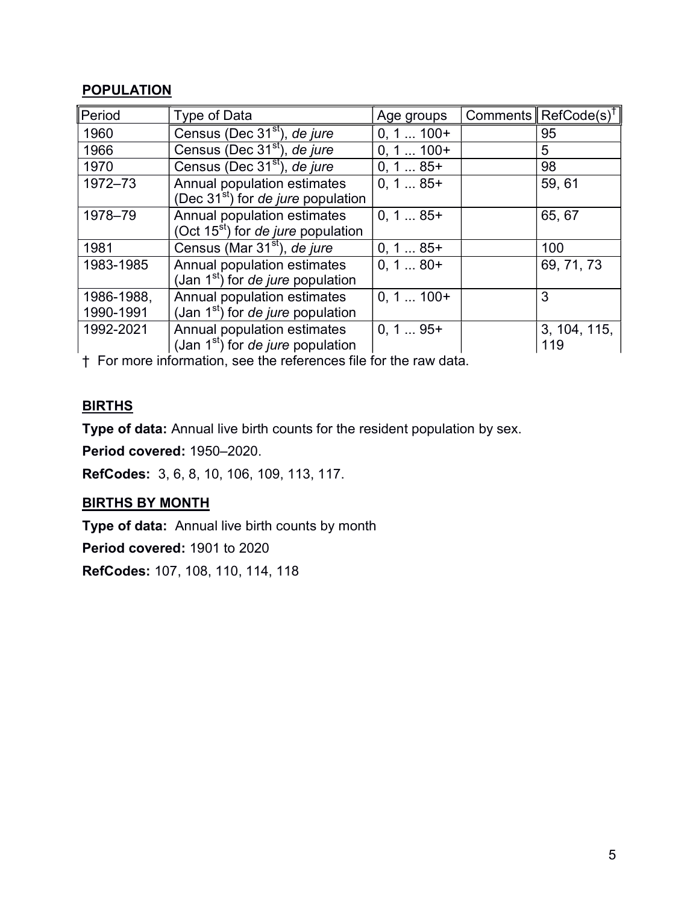**POPULATION**

| Period | Type of Data | Age groups | Comments | RefCode(s)[†] |
|---|---|---|---|---|
| 1960 | Census (Dec 31st), *de jure* | 0, 1 ... 100+ | | 95 |
| 1966 | Census (Dec 31st), *de jure* | 0, 1 ... 100+ | | 5 |
| 1970 | Census (Dec 31st), *de jure* | 0, 1 ... 85+ | | 98 |
| 1972–73 | Annual population estimates (Dec 31st) for *de jure* population | 0, 1 ... 85+ | | 59, 61 |
| 1978–79 | Annual population estimates (Oct 15st) for *de jure* population | 0, 1 ... 85+ | | 65, 67 |
| 1981 | Census (Mar 31st), *de jure* | 0, 1 ... 85+ | | 100 |
| 1983-1985 | Annual population estimates (Jan 1st) for *de jure* population | 0, 1 ... 80+ | | 69, 71, 73 |
| 1986-1988, 1990-1991 | Annual population estimates (Jan 1st) for *de jure* population | 0, 1 ... 100+ | | 3 |
| 1992-2021 | Annual population estimates (Jan 1st) for *de jure* population | 0, 1 ... 95+ | | 3, 104, 115, 119 |

† For more information, see the references file for the raw data.

**BIRTHS**

**Type of data:** Annual live birth counts for the resident population by sex.

**Period covered:** 1950–2020.

**RefCodes:** 3, 6, 8, 10, 106, 109, 113, 117.

**BIRTHS BY MONTH**

**Type of data:** Annual live birth counts by month

**Period covered:** 1901 to 2020

**RefCodes:** 107, 108, 110, 114, 118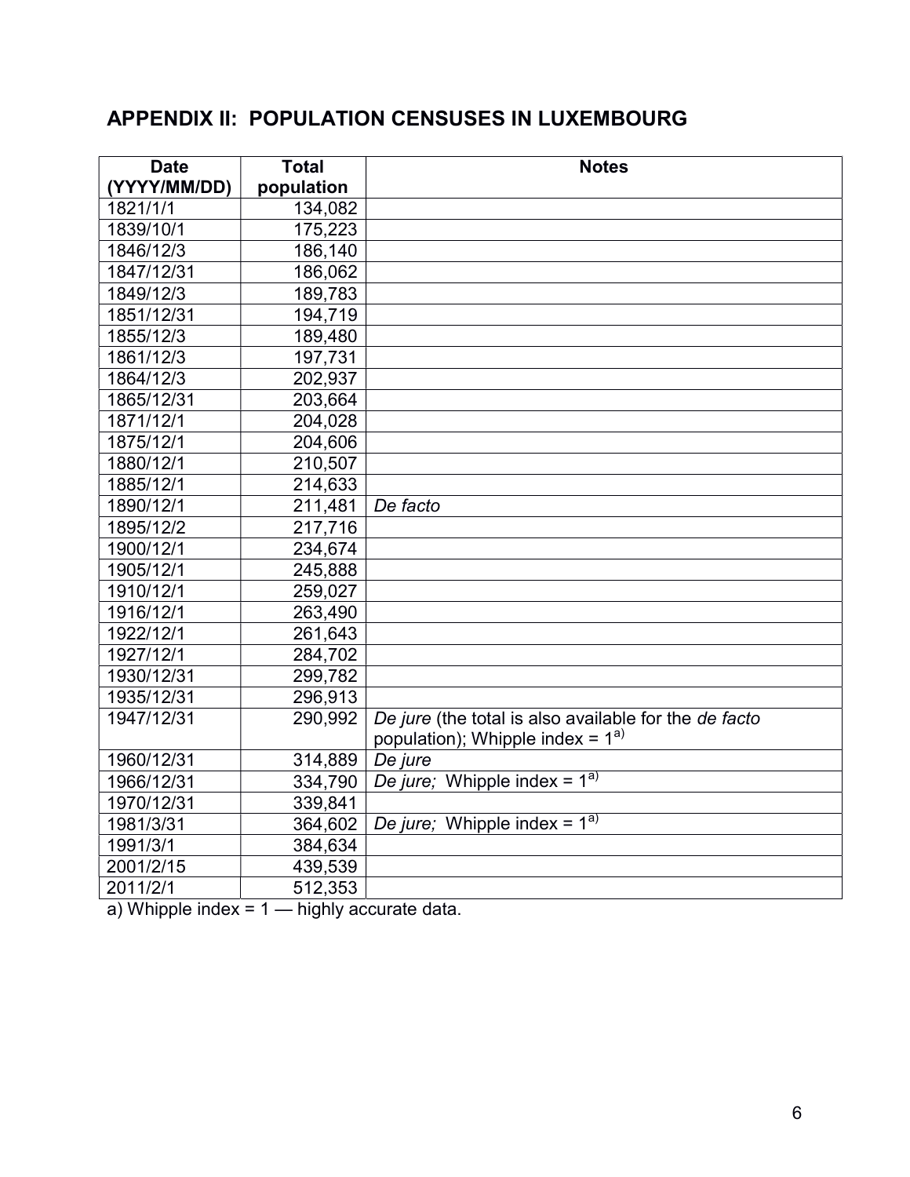## APPENDIX II: POPULATION CENSUSES IN LUXEMBOURG

| Date (YYYY/MM/DD) | Total population | Notes |
|---|---|---|
| 1821/1/1 | 134,082 | |
| 1839/10/1 | 175,223 | |
| 1846/12/3 | 186,140 | |
| 1847/12/31 | 186,062 | |
| 1849/12/3 | 189,783 | |
| 1851/12/31 | 194,719 | |
| 1855/12/3 | 189,480 | |
| 1861/12/3 | 197,731 | |
| 1864/12/3 | 202,937 | |
| 1865/12/31 | 203,664 | |
| 1871/12/1 | 204,028 | |
| 1875/12/1 | 204,606 | |
| 1880/12/1 | 210,507 | |
| 1885/12/1 | 214,633 | |
| 1890/12/1 | 211,481 | *De facto* |
| 1895/12/2 | 217,716 | |
| 1900/12/1 | 234,674 | |
| 1905/12/1 | 245,888 | |
| 1910/12/1 | 259,027 | |
| 1916/12/1 | 263,490 | |
| 1922/12/1 | 261,643 | |
| 1927/12/1 | 284,702 | |
| 1930/12/31 | 299,782 | |
| 1935/12/31 | 296,913 | |
| 1947/12/31 | 290,992 | *De jure* (the total is also available for the *de facto* population); Whipple index = 1[a)] |
| 1960/12/31 | 314,889 | *De jure* |
| 1966/12/31 | 334,790 | *De jure;* Whipple index = 1[a)] |
| 1970/12/31 | 339,841 | |
| 1981/3/31 | 364,602 | *De jure;* Whipple index = 1[a)] |
| 1991/3/1 | 384,634 | |
| 2001/2/15 | 439,539 | |
| 2011/2/1 | 512,353 | |

a) Whipple index = 1 — highly accurate data.